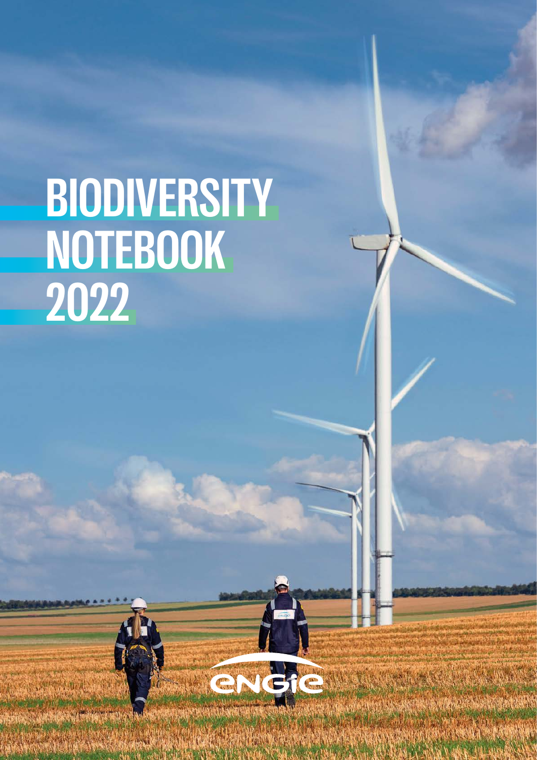# BIODIVERSITY NOTEBOOK 2022

ENGIE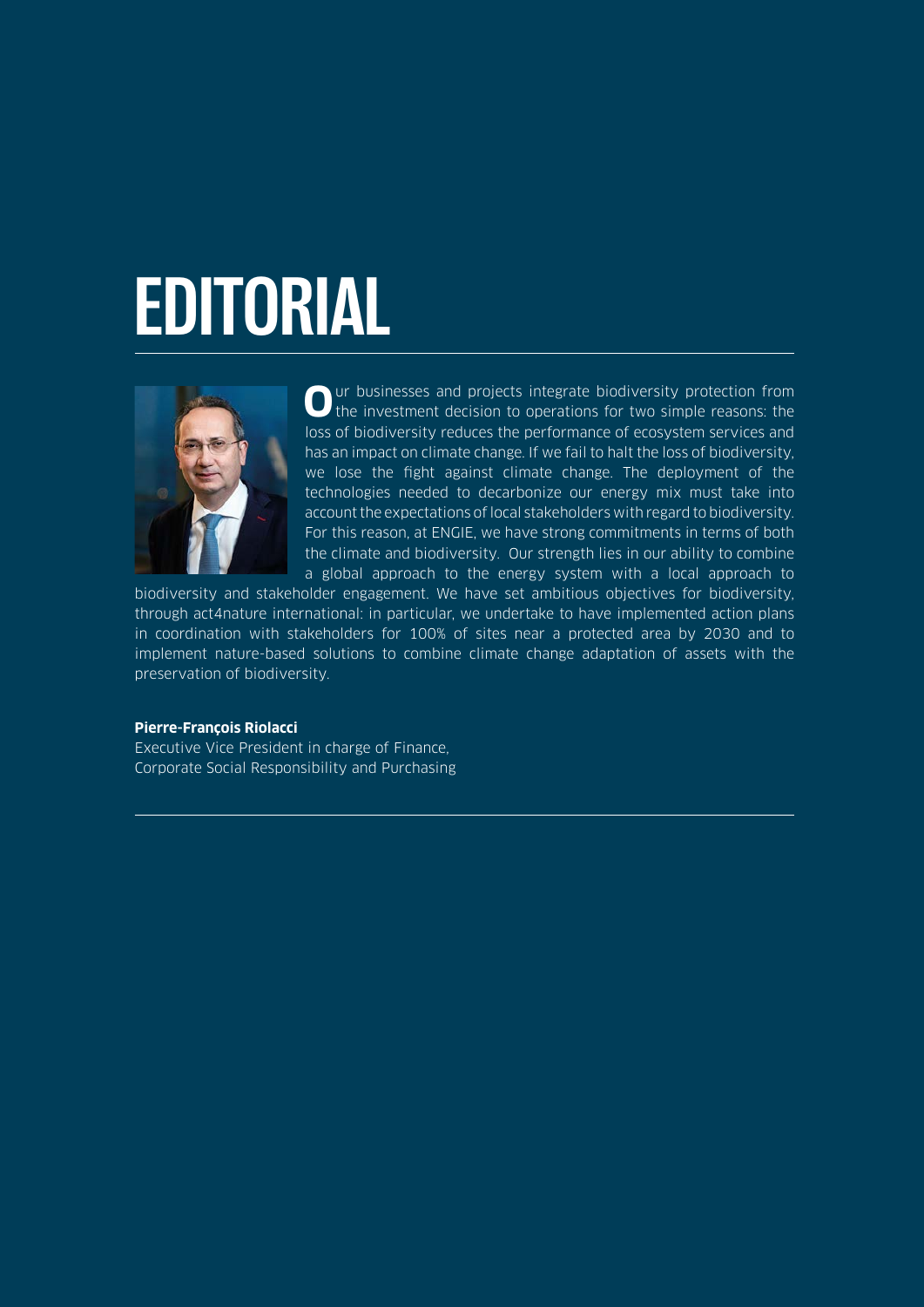# EDITORIAL

Our businesses and projects integrate biodiversity protection from the investment decision to operations for two simple reasons: the loss of biodiversity reduces the performance of ecosystem services and has an impact on climate change. If we fail to halt the loss of biodiversity, we lose the fight against climate change. The deployment of the technologies needed to decarbonize our energy mix must take into account the expectations of local stakeholders with regard to biodiversity. For this reason, at ENGIE, we have strong commitments in terms of both the climate and biodiversity. Our strength lies in our ability to combine a global approach to the energy system with a local approach to biodiversity and stakeholder engagement. We have set ambitious objectives for biodiversity, through act4nature international: in particular, we undertake to have implemented action plans in coordination with stakeholders for 100% of sites near a protected area by 2030 and to implement nature-based solutions to combine climate change adaptation of assets with the preservation of biodiversity.

**Pierre-François Riolacci**
Executive Vice President in charge of Finance,
Corporate Social Responsibility and Purchasing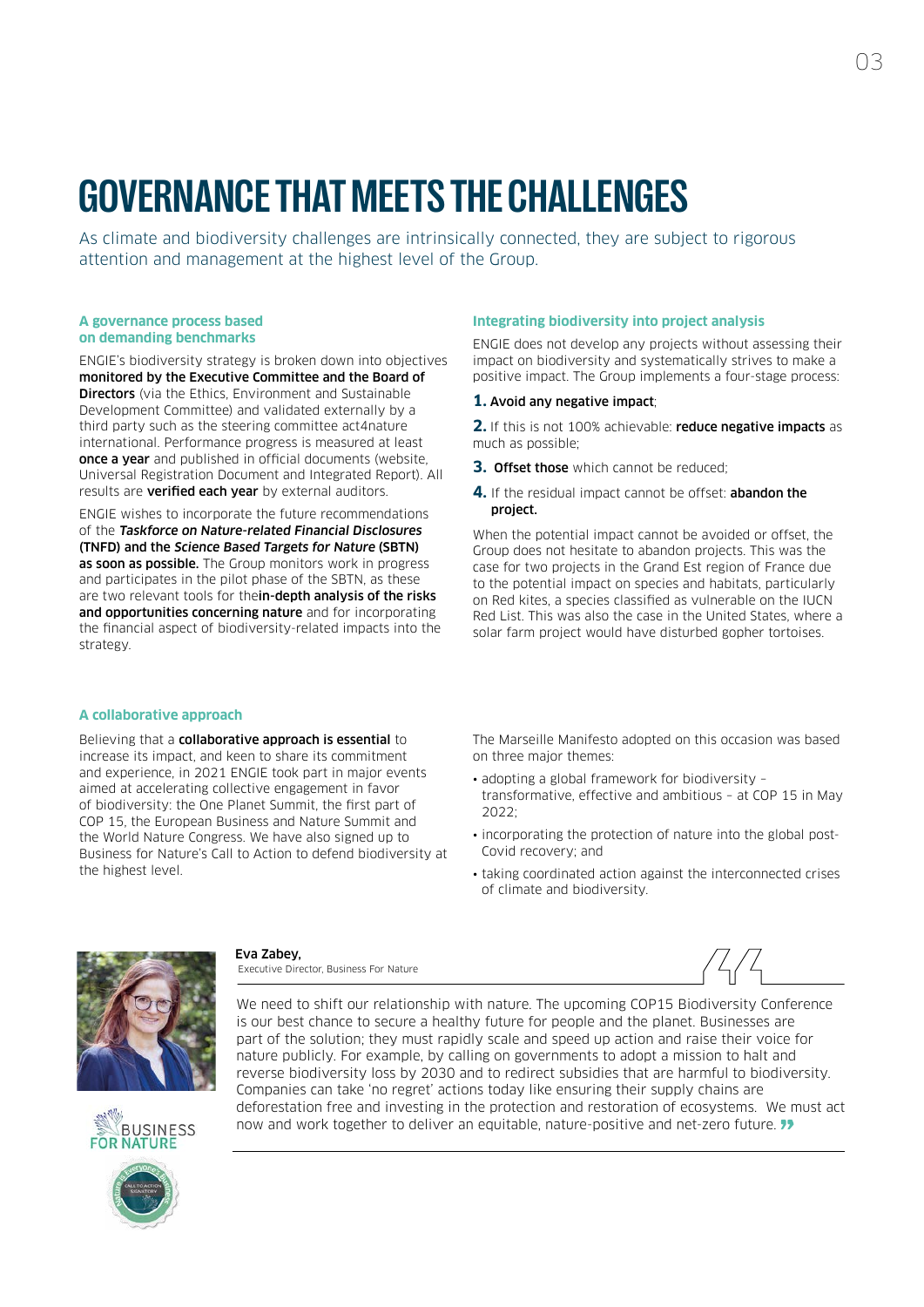# GOVERNANCE THAT MEETS THE CHALLENGES

As climate and biodiversity challenges are intrinsically connected, they are subject to rigorous attention and management at the highest level of the Group.

### A governance process based on demanding benchmarks

ENGIE's biodiversity strategy is broken down into objectives **monitored by the Executive Committee and the Board of Directors** (via the Ethics, Environment and Sustainable Development Committee) and validated externally by a third party such as the steering committee act4nature international. Performance progress is measured at least **once a year** and published in official documents (website, Universal Registration Document and Integrated Report). All results are **verified each year** by external auditors.

ENGIE wishes to incorporate the future recommendations of the ***Taskforce on Nature-related Financial Disclosures* (TNFD) and the *Science Based Targets for Nature* (SBTN) as soon as possible.** The Group monitors work in progress and participates in the pilot phase of the SBTN, as these are two relevant tools for the**in-depth analysis of the risks and opportunities concerning nature** and for incorporating the financial aspect of biodiversity-related impacts into the strategy.

### Integrating biodiversity into project analysis

ENGIE does not develop any projects without assessing their impact on biodiversity and systematically strives to make a positive impact. The Group implements a four-stage process:

1. **Avoid any negative impact**;
2. If this is not 100% achievable: **reduce negative impacts** as much as possible;
3. **Offset those** which cannot be reduced;
4. If the residual impact cannot be offset: **abandon the project.**

When the potential impact cannot be avoided or offset, the Group does not hesitate to abandon projects. This was the case for two projects in the Grand Est region of France due to the potential impact on species and habitats, particularly on Red kites, a species classified as vulnerable on the IUCN Red List. This was also the case in the United States, where a solar farm project would have disturbed gopher tortoises.

### A collaborative approach

Believing that a **collaborative approach is essential** to increase its impact, and keen to share its commitment and experience, in 2021 ENGIE took part in major events aimed at accelerating collective engagement in favor of biodiversity: the One Planet Summit, the first part of COP 15, the European Business and Nature Summit and the World Nature Congress. We have also signed up to Business for Nature's Call to Action to defend biodiversity at the highest level.

The Marseille Manifesto adopted on this occasion was based on three major themes:

- adopting a global framework for biodiversity – transformative, effective and ambitious – at COP 15 in May 2022;
- incorporating the protection of nature into the global post-Covid recovery; and
- taking coordinated action against the interconnected crises of climate and biodiversity.

**Eva Zabey,**
Executive Director, Business For Nature

We need to shift our relationship with nature. The upcoming COP15 Biodiversity Conference is our best chance to secure a healthy future for people and the planet. Businesses are part of the solution; they must rapidly scale and speed up action and raise their voice for nature publicly. For example, by calling on governments to adopt a mission to halt and reverse biodiversity loss by 2030 and to redirect subsidies that are harmful to biodiversity. Companies can take 'no regret' actions today like ensuring their supply chains are deforestation free and investing in the protection and restoration of ecosystems. We must act now and work together to deliver an equitable, nature-positive and net-zero future. ”

BUSINESS FOR NATURE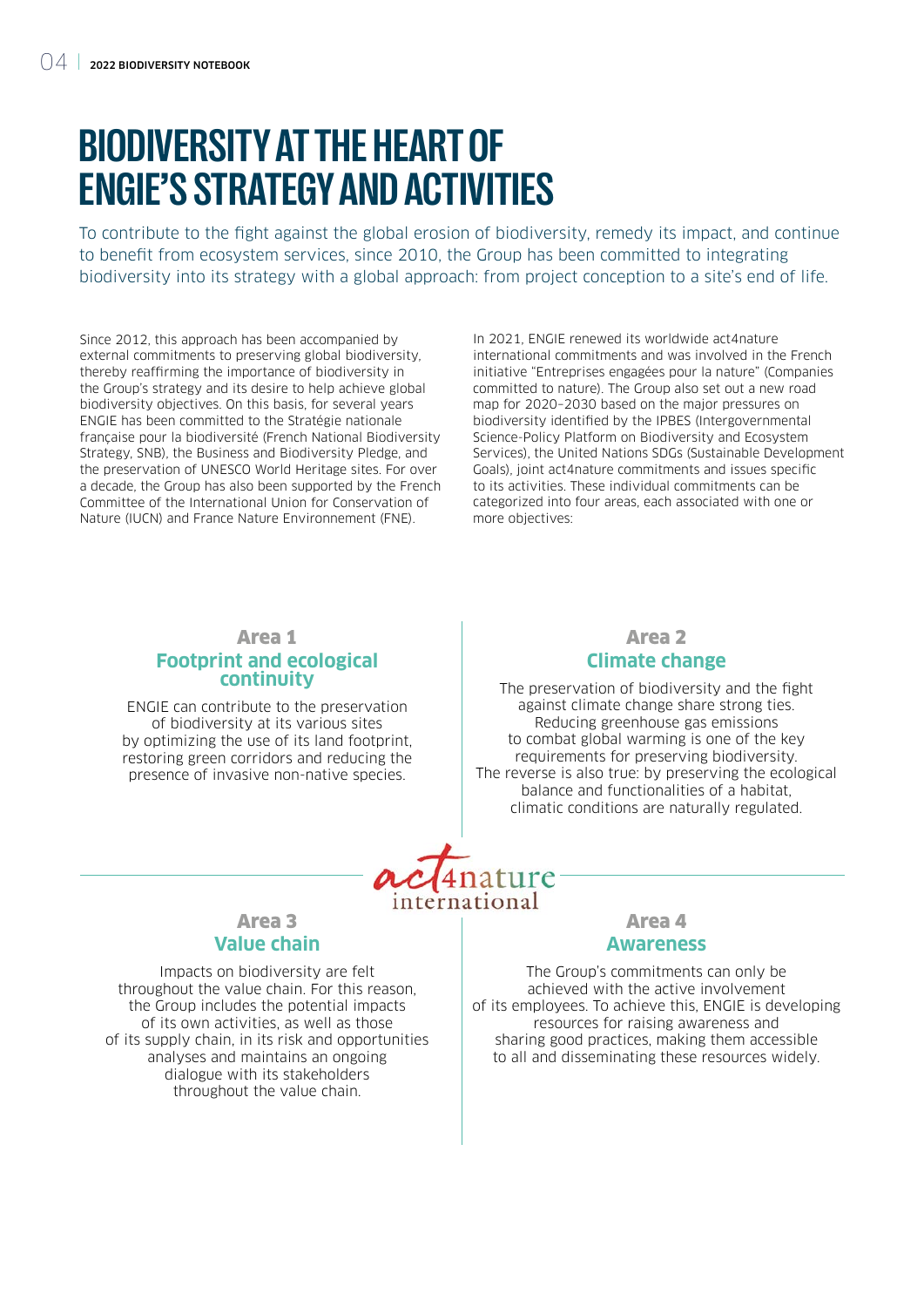# BIODIVERSITY AT THE HEART OF ENGIE'S STRATEGY AND ACTIVITIES

To contribute to the fight against the global erosion of biodiversity, remedy its impact, and continue to benefit from ecosystem services, since 2010, the Group has been committed to integrating biodiversity into its strategy with a global approach: from project conception to a site's end of life.

Since 2012, this approach has been accompanied by external commitments to preserving global biodiversity, thereby reaffirming the importance of biodiversity in the Group's strategy and its desire to help achieve global biodiversity objectives. On this basis, for several years ENGIE has been committed to the Stratégie nationale française pour la biodiversité (French National Biodiversity Strategy, SNB), the Business and Biodiversity Pledge, and the preservation of UNESCO World Heritage sites. For over a decade, the Group has also been supported by the French Committee of the International Union for Conservation of Nature (IUCN) and France Nature Environnement (FNE).

In 2021, ENGIE renewed its worldwide act4nature international commitments and was involved in the French initiative "Entreprises engagées pour la nature" (Companies committed to nature). The Group also set out a new road map for 2020–2030 based on the major pressures on biodiversity identified by the IPBES (Intergovernmental Science-Policy Platform on Biodiversity and Ecosystem Services), the United Nations SDGs (Sustainable Development Goals), joint act4nature commitments and issues specific to its activities. These individual commitments can be categorized into four areas, each associated with one or more objectives:

act4nature international

### Area 1
## Footprint and ecological continuity

ENGIE can contribute to the preservation of biodiversity at its various sites by optimizing the use of its land footprint, restoring green corridors and reducing the presence of invasive non-native species.

### Area 2
## Climate change

The preservation of biodiversity and the fight against climate change share strong ties. Reducing greenhouse gas emissions to combat global warming is one of the key requirements for preserving biodiversity. The reverse is also true: by preserving the ecological balance and functionalities of a habitat, climatic conditions are naturally regulated.

### Area 3
## Value chain

Impacts on biodiversity are felt throughout the value chain. For this reason, the Group includes the potential impacts of its own activities, as well as those of its supply chain, in its risk and opportunities analyses and maintains an ongoing dialogue with its stakeholders throughout the value chain.

### Area 4
## Awareness

The Group's commitments can only be achieved with the active involvement of its employees. To achieve this, ENGIE is developing resources for raising awareness and sharing good practices, making them accessible to all and disseminating these resources widely.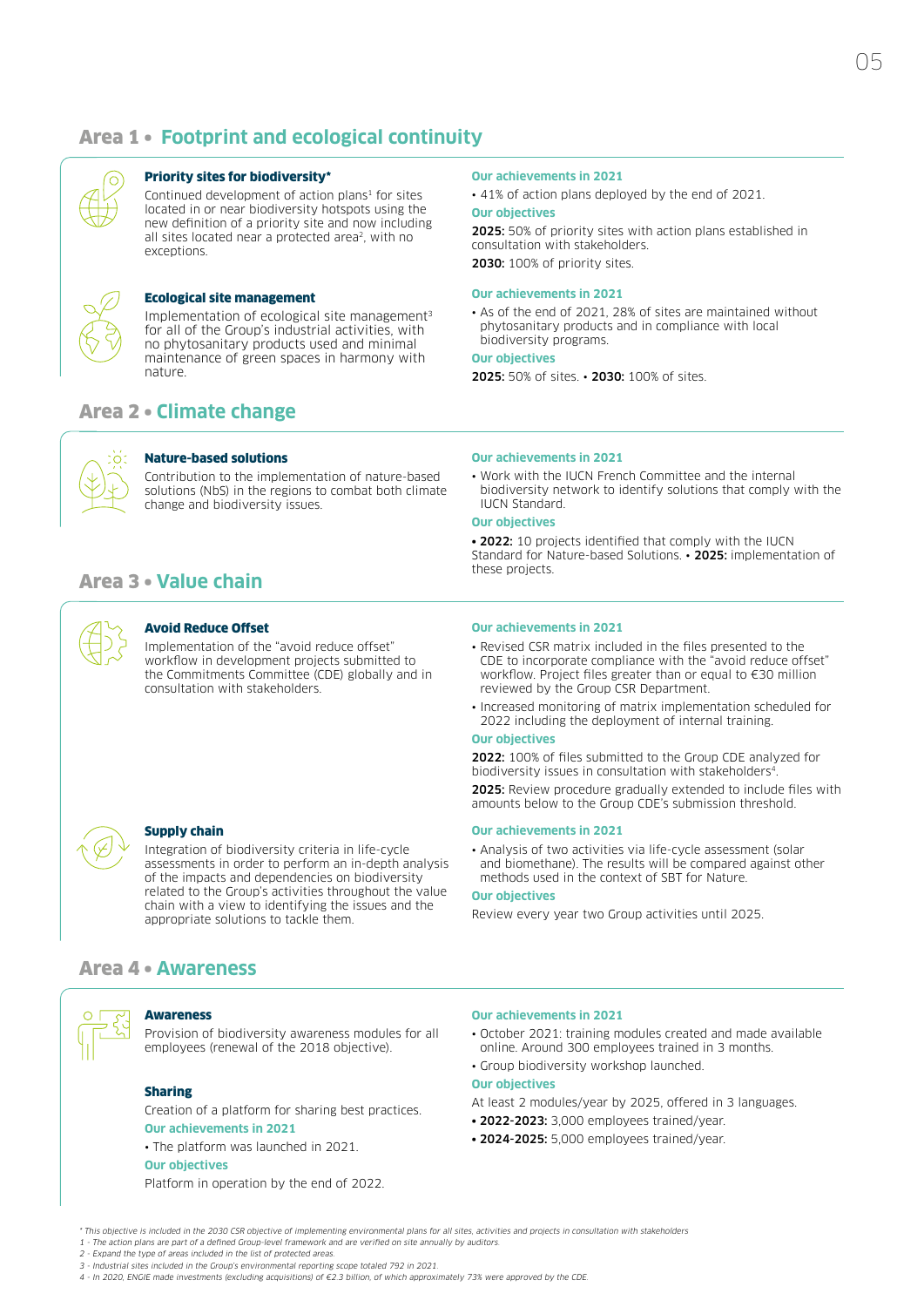## Area 1 • Footprint and ecological continuity

### Priority sites for biodiversity*

Continued development of action plans[1] for sites located in or near biodiversity hotspots using the new definition of a priority site and now including all sites located near a protected area[2], with no exceptions.

**Our achievements in 2021**

- 41% of action plans deployed by the end of 2021.

**Our objectives**

**2025:** 50% of priority sites with action plans established in consultation with stakeholders.

**2030:** 100% of priority sites.

### Ecological site management

Implementation of ecological site management[3] for all of the Group's industrial activities, with no phytosanitary products used and minimal maintenance of green spaces in harmony with nature.

**Our achievements in 2021**

- As of the end of 2021, 28% of sites are maintained without phytosanitary products and in compliance with local biodiversity programs.

**Our objectives**

**2025:** 50% of sites. • **2030:** 100% of sites.

## Area 2 • Climate change

### Nature-based solutions

Contribution to the implementation of nature-based solutions (NbS) in the regions to combat both climate change and biodiversity issues.

**Our achievements in 2021**

- Work with the IUCN French Committee and the internal biodiversity network to identify solutions that comply with the IUCN Standard.

**Our objectives**

• **2022:** 10 projects identified that comply with the IUCN Standard for Nature-based Solutions. • **2025:** implementation of these projects.

## Area 3 • Value chain

### Avoid Reduce Offset

Implementation of the "avoid reduce offset" workflow in development projects submitted to the Commitments Committee (CDE) globally and in consultation with stakeholders.

**Our achievements in 2021**

- Revised CSR matrix included in the files presented to the CDE to incorporate compliance with the "avoid reduce offset" workflow. Project files greater than or equal to €30 million reviewed by the Group CSR Department.
- Increased monitoring of matrix implementation scheduled for 2022 including the deployment of internal training.

**Our objectives**

**2022:** 100% of files submitted to the Group CDE analyzed for biodiversity issues in consultation with stakeholders[4].

**2025:** Review procedure gradually extended to include files with amounts below to the Group CDE's submission threshold.

### Supply chain

Integration of biodiversity criteria in life-cycle assessments in order to perform an in-depth analysis of the impacts and dependencies on biodiversity related to the Group's activities throughout the value chain with a view to identifying the issues and the appropriate solutions to tackle them.

**Our achievements in 2021**

- Analysis of two activities via life-cycle assessment (solar and biomethane). The results will be compared against other methods used in the context of SBT for Nature.

**Our objectives**

Review every year two Group activities until 2025.

## Area 4 • Awareness

### Awareness

Provision of biodiversity awareness modules for all employees (renewal of the 2018 objective).

**Our achievements in 2021**

- October 2021: training modules created and made available online. Around 300 employees trained in 3 months.
- Group biodiversity workshop launched.

**Our objectives**

At least 2 modules/year by 2025, offered in 3 languages.

- **2022-2023:** 3,000 employees trained/year.
- **2024-2025:** 5,000 employees trained/year.

### Sharing

Creation of a platform for sharing best practices.

**Our achievements in 2021**

- The platform was launched in 2021.

**Our objectives**

Platform in operation by the end of 2022.

---

*\* This objective is included in the 2030 CSR objective of implementing environmental plans for all sites, activities and projects in consultation with stakeholders*

*1 - The action plans are part of a defined Group-level framework and are verified on site annually by auditors.*

*2 - Expand the type of areas included in the list of protected areas.*

*3 - Industrial sites included in the Group's environmental reporting scope totaled 792 in 2021.*

*4 - In 2020, ENGIE made investments (excluding acquisitions) of €2.3 billion, of which approximately 73% were approved by the CDE.*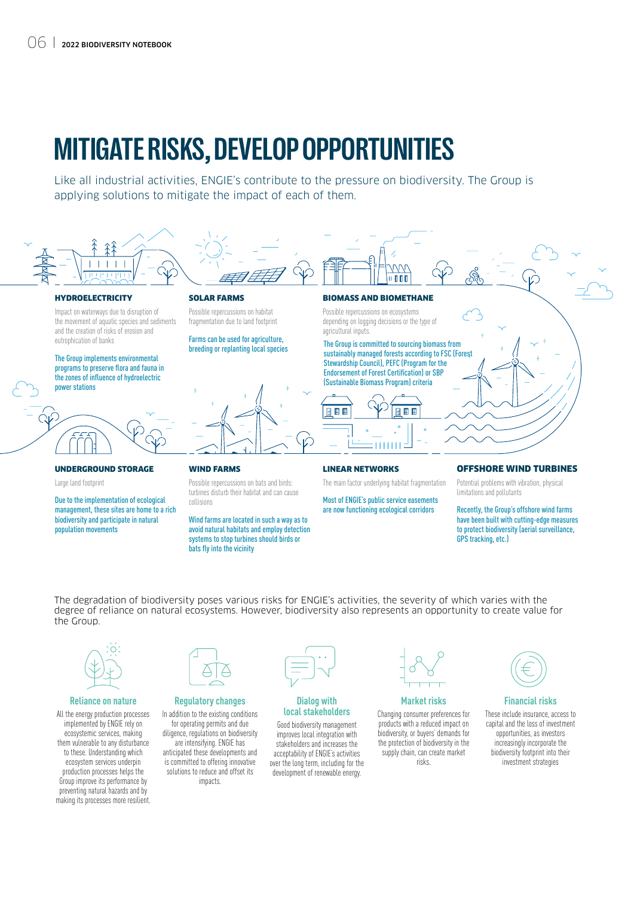# MITIGATE RISKS, DEVELOP OPPORTUNITIES

Like all industrial activities, ENGIE's contribute to the pressure on biodiversity. The Group is applying solutions to mitigate the impact of each of them.

### HYDROELECTRICITY

Impact on waterways due to disruption of the movement of aquatic species and sediments and the creation of risks of erosion and eutrophication of banks

The Group implements environmental programs to preserve flora and fauna in the zones of influence of hydroelectric power stations

### SOLAR FARMS

Possible repercussions on habitat fragmentation due to land footprint

Farms can be used for agriculture, breeding or replanting local species

### BIOMASS AND BIOMETHANE

Possible repercussions on ecosystems depending on logging decisions or the type of agricultural inputs.

The Group is committed to sourcing biomass from sustainably managed forests according to FSC (Forest Stewardship Council), PEFC (Program for the Endorsement of Forest Certification) or SBP (Sustainable Biomass Program) criteria

### UNDERGROUND STORAGE

Large land footprint

Due to the implementation of ecological management, these sites are home to a rich biodiversity and participate in natural population movements

### WIND FARMS

Possible repercussions on bats and birds: turbines disturb their habitat and can cause collisions

Wind farms are located in such a way as to avoid natural habitats and employ detection systems to stop turbines should birds or bats fly into the vicinity

### LINEAR NETWORKS

The main factor underlying habitat fragmentation

Most of ENGIE's public service easements are now functioning ecological corridors

### OFFSHORE WIND TURBINES

Potential problems with vibration, physical limitations and pollutants

Recently, the Group's offshore wind farms have been built with cutting-edge measures to protect biodiversity (aerial surveillance, GPS tracking, etc.)

The degradation of biodiversity poses various risks for ENGIE's activities, the severity of which varies with the degree of reliance on natural ecosystems. However, biodiversity also represents an opportunity to create value for the Group.

### Reliance on nature

All the energy production processes implemented by ENGIE rely on ecosystemic services, making them vulnerable to any disturbance to these. Understanding which ecosystem services underpin production processes helps the Group improve its performance by preventing natural hazards and by making its processes more resilient.

### Regulatory changes

In addition to the existing conditions for operating permits and due diligence, regulations on biodiversity are intensifying. ENGIE has anticipated these developments and is committed to offering innovative solutions to reduce and offset its impacts.

### Dialog with local stakeholders

Good biodiversity management improves local integration with stakeholders and increases the acceptability of ENGIE's activities over the long term, including for the development of renewable energy.

### Market risks

Changing consumer preferences for products with a reduced impact on biodiversity, or buyers' demands for the protection of biodiversity in the supply chain, can create market risks.

### Financial risks

These include insurance, access to capital and the loss of investment opportunities, as investors increasingly incorporate the biodiversity footprint into their investment strategies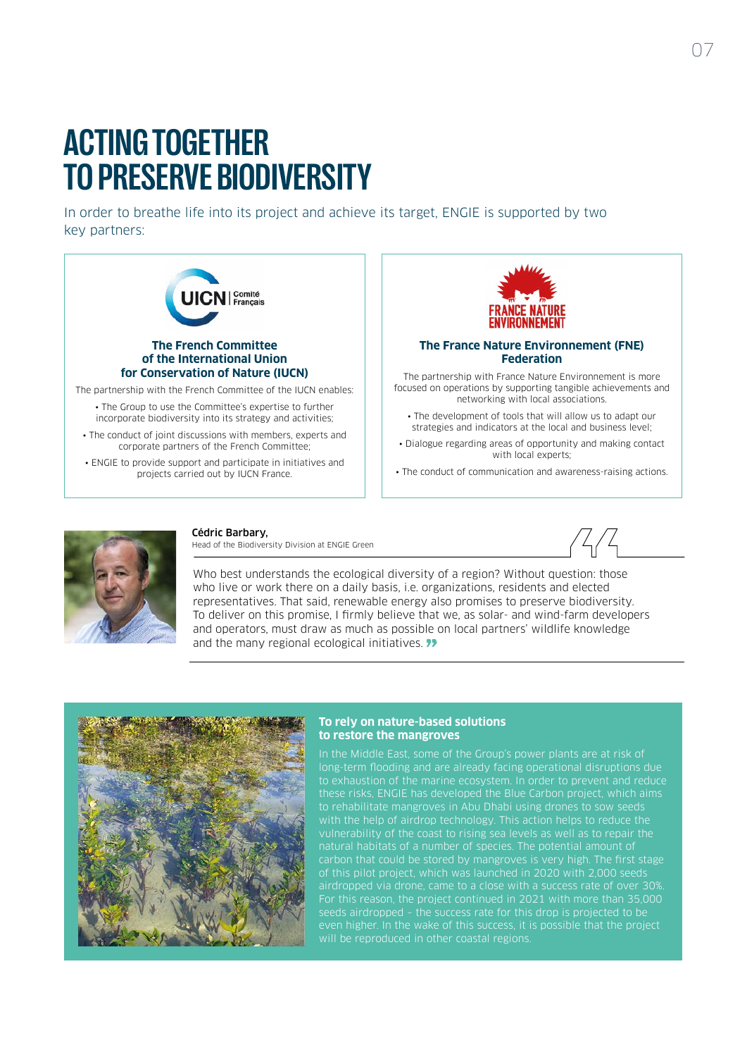# ACTING TOGETHER TO PRESERVE BIODIVERSITY

In order to breathe life into its project and achieve its target, ENGIE is supported by two key partners:

### The French Committee of the International Union for Conservation of Nature (IUCN)

The partnership with the French Committee of the IUCN enables:

- The Group to use the Committee's expertise to further incorporate biodiversity into its strategy and activities;
- The conduct of joint discussions with members, experts and corporate partners of the French Committee;
- ENGIE to provide support and participate in initiatives and projects carried out by IUCN France.

### The France Nature Environnement (FNE) Federation

The partnership with France Nature Environnement is more focused on operations by supporting tangible achievements and networking with local associations.

- The development of tools that will allow us to adapt our strategies and indicators at the local and business level;
- Dialogue regarding areas of opportunity and making contact with local experts;
- The conduct of communication and awareness-raising actions.

**Cédric Barbary,**
Head of the Biodiversity Division at ENGIE Green

Who best understands the ecological diversity of a region? Without question: those who live or work there on a daily basis, i.e. organizations, residents and elected representatives. That said, renewable energy also promises to preserve biodiversity. To deliver on this promise, I firmly believe that we, as solar- and wind-farm developers and operators, must draw as much as possible on local partners' wildlife knowledge and the many regional ecological initiatives. ”

### To rely on nature-based solutions to restore the mangroves

In the Middle East, some of the Group's power plants are at risk of long-term flooding and are already facing operational disruptions due to exhaustion of the marine ecosystem. In order to prevent and reduce these risks, ENGIE has developed the Blue Carbon project, which aims to rehabilitate mangroves in Abu Dhabi using drones to sow seeds with the help of airdrop technology. This action helps to reduce the vulnerability of the coast to rising sea levels as well as to repair the natural habitats of a number of species. The potential amount of carbon that could be stored by mangroves is very high. The first stage of this pilot project, which was launched in 2020 with 2,000 seeds airdropped via drone, came to a close with a success rate of over 30%. For this reason, the project continued in 2021 with more than 35,000 seeds airdropped – the success rate for this drop is projected to be even higher. In the wake of this success, it is possible that the project will be reproduced in other coastal regions.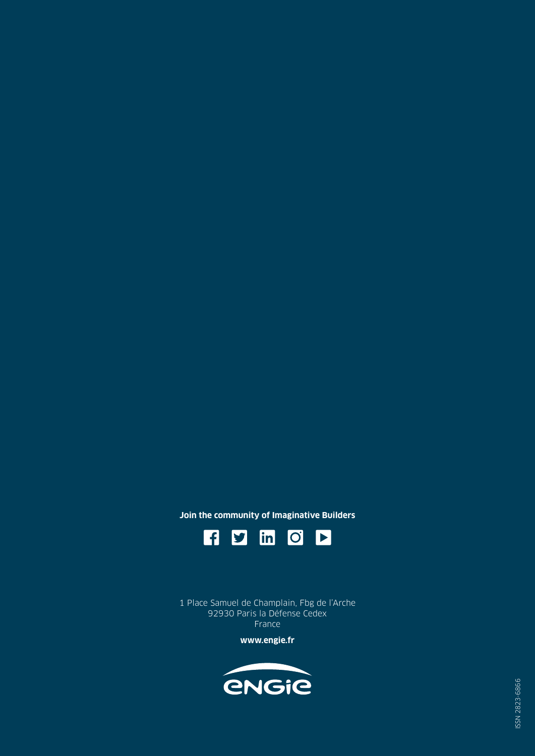**Join the community of Imaginative Builders**

1 Place Samuel de Champlain, Fbg de l'Arche
92930 Paris la Défense Cedex
France

**www.engie.fr**

ISSN 2823-6866